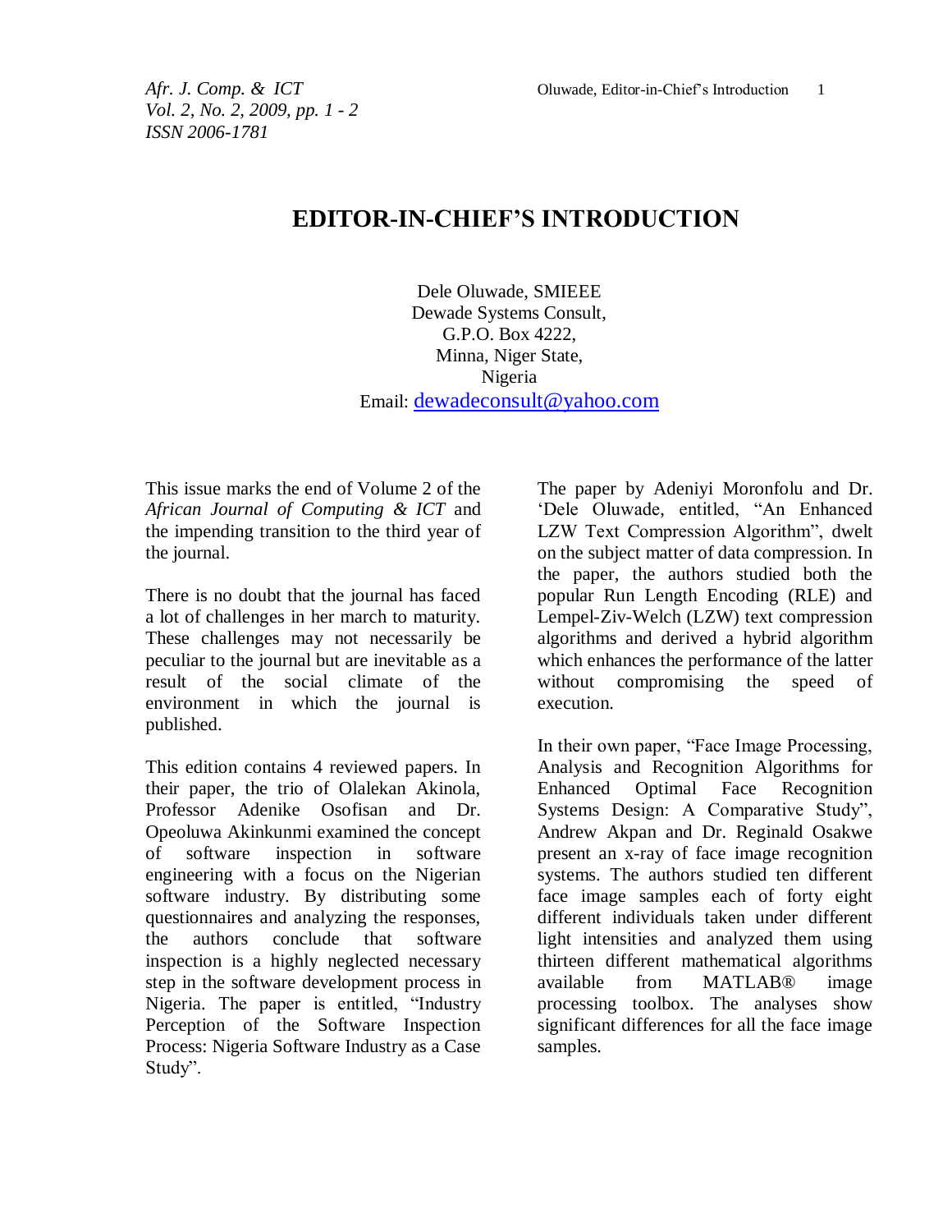# EDITOR-IN-CHIEF'S INTRODUCTION

Dele Oluwade, SMIEEE
Dewade Systems Consult,
G.P.O. Box 4222,
Minna, Niger State,
Nigeria
Email: dewadeconsult@yahoo.com

This issue marks the end of Volume 2 of the *African Journal of Computing & ICT* and the impending transition to the third year of the journal.

There is no doubt that the journal has faced a lot of challenges in her march to maturity. These challenges may not necessarily be peculiar to the journal but are inevitable as a result of the social climate of the environment in which the journal is published.

This edition contains 4 reviewed papers. In their paper, the trio of Olalekan Akinola, Professor Adenike Osofisan and Dr. Opeoluwa Akinkunmi examined the concept of software inspection in software engineering with a focus on the Nigerian software industry. By distributing some questionnaires and analyzing the responses, the authors conclude that software inspection is a highly neglected necessary step in the software development process in Nigeria. The paper is entitled, "Industry Perception of the Software Inspection Process: Nigeria Software Industry as a Case Study".

The paper by Adeniyi Moronfolu and Dr. 'Dele Oluwade, entitled, "An Enhanced LZW Text Compression Algorithm", dwelt on the subject matter of data compression. In the paper, the authors studied both the popular Run Length Encoding (RLE) and Lempel-Ziv-Welch (LZW) text compression algorithms and derived a hybrid algorithm which enhances the performance of the latter without compromising the speed of execution.

In their own paper, "Face Image Processing, Analysis and Recognition Algorithms for Enhanced Optimal Face Recognition Systems Design: A Comparative Study", Andrew Akpan and Dr. Reginald Osakwe present an x-ray of face image recognition systems. The authors studied ten different face image samples each of forty eight different individuals taken under different light intensities and analyzed them using thirteen different mathematical algorithms available from MATLAB® image processing toolbox. The analyses show significant differences for all the face image samples.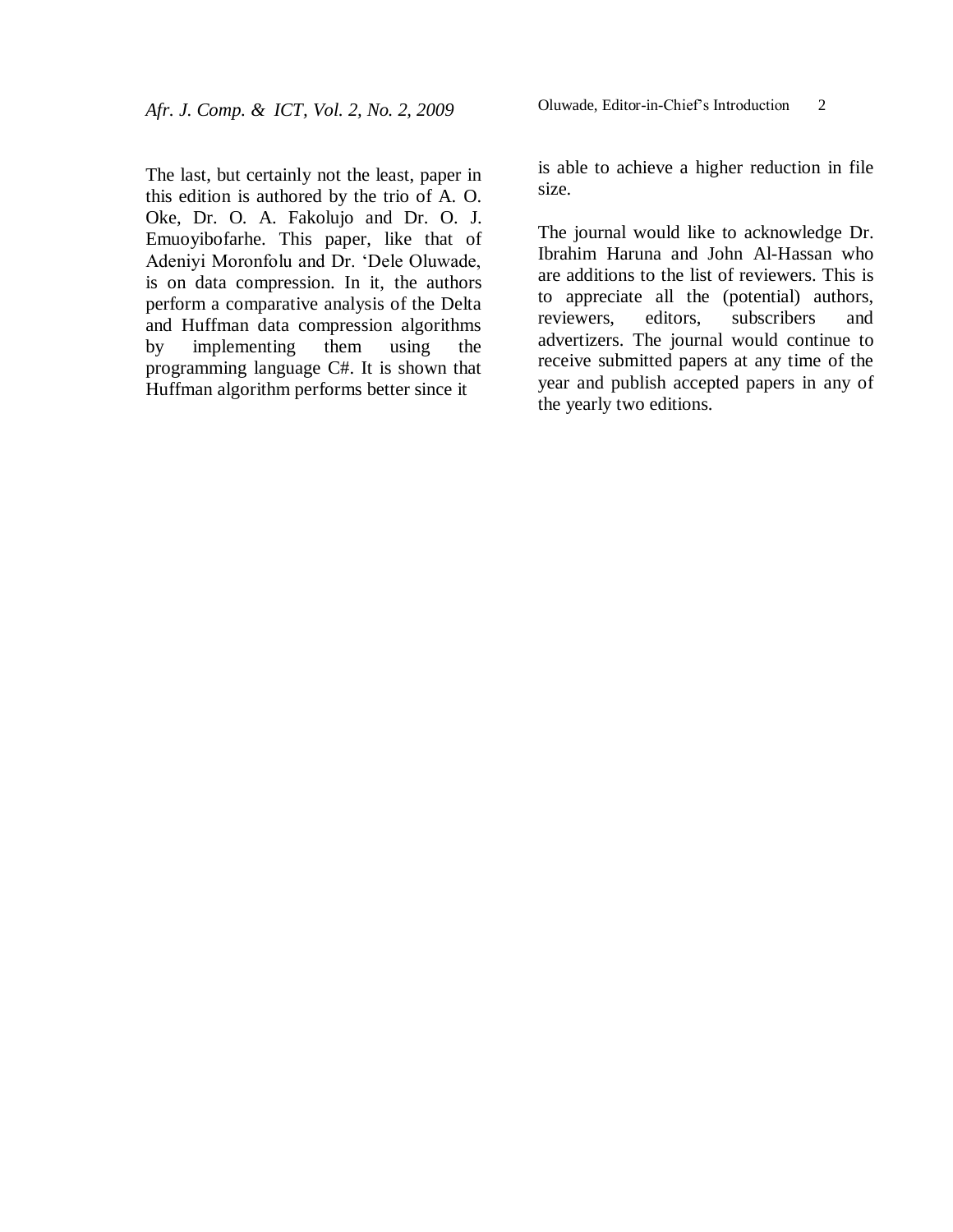The last, but certainly not the least, paper in this edition is authored by the trio of A. O. Oke, Dr. O. A. Fakolujo and Dr. O. J. Emuoyibofarhe. This paper, like that of Adeniyi Moronfolu and Dr. 'Dele Oluwade, is on data compression. In it, the authors perform a comparative analysis of the Delta and Huffman data compression algorithms by implementing them using the programming language C#. It is shown that Huffman algorithm performs better since it is able to achieve a higher reduction in file size.

The journal would like to acknowledge Dr. Ibrahim Haruna and John Al-Hassan who are additions to the list of reviewers. This is to appreciate all the (potential) authors, reviewers, editors, subscribers and advertizers. The journal would continue to receive submitted papers at any time of the year and publish accepted papers in any of the yearly two editions.